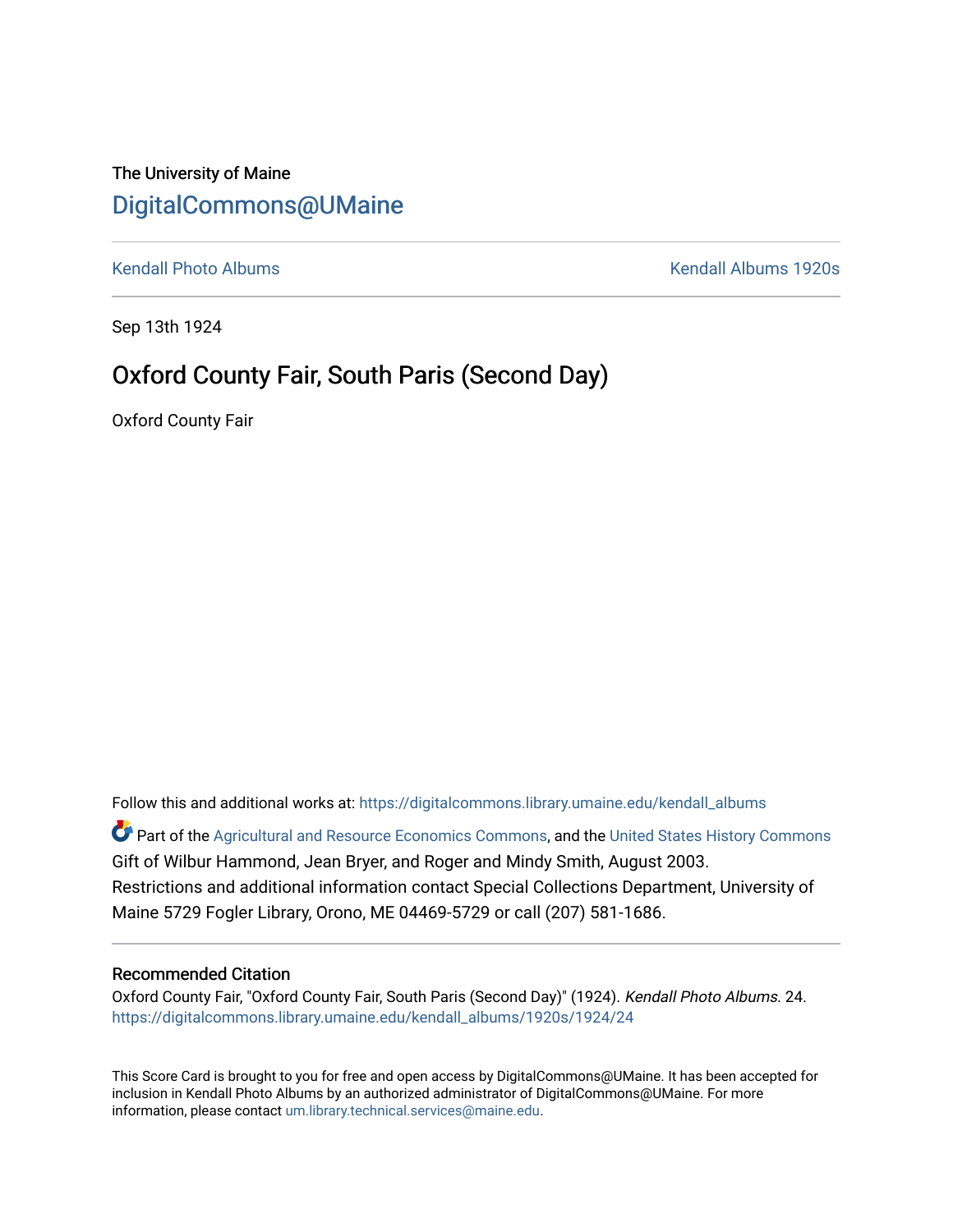The University of Maine

# DigitalCommons@UMaine

Kendall Photo Albums | Kendall Albums 1920s

Sep 13th 1924

## Oxford County Fair, South Paris (Second Day)

Oxford County Fair

Follow this and additional works at: https://digitalcommons.library.umaine.edu/kendall_albums

Part of the Agricultural and Resource Economics Commons, and the United States History Commons

Gift of Wilbur Hammond, Jean Bryer, and Roger and Mindy Smith, August 2003.

Restrictions and additional information contact Special Collections Department, University of Maine 5729 Fogler Library, Orono, ME 04469-5729 or call (207) 581-1686.

### Recommended Citation

Oxford County Fair, "Oxford County Fair, South Paris (Second Day)" (1924). *Kendall Photo Albums*. 24. https://digitalcommons.library.umaine.edu/kendall_albums/1920s/1924/24

This Score Card is brought to you for free and open access by DigitalCommons@UMaine. It has been accepted for inclusion in Kendall Photo Albums by an authorized administrator of DigitalCommons@UMaine. For more information, please contact um.library.technical.services@maine.edu.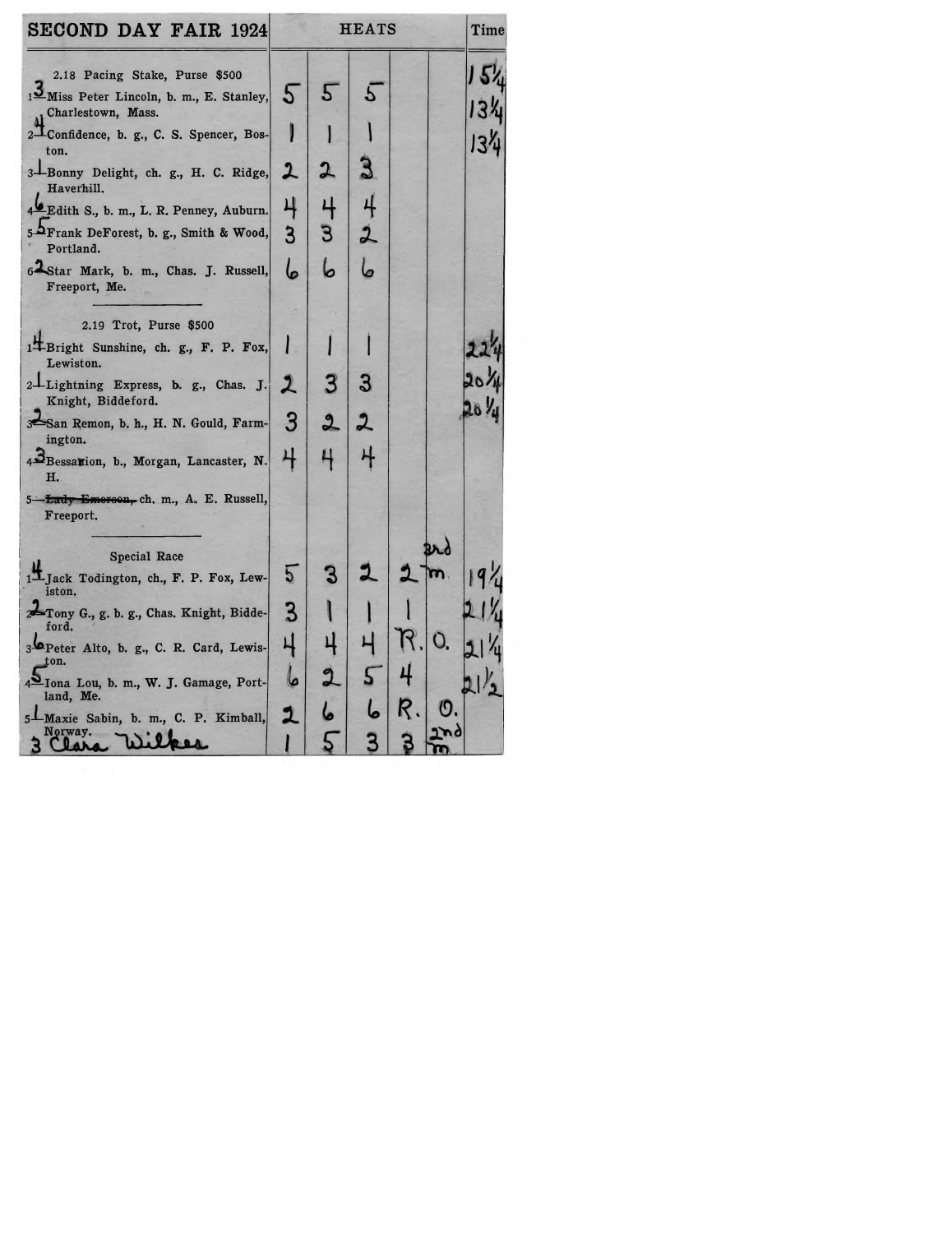| SECOND DAY FAIR 1924 | HEATS | | | | | Time |
|---|---|---|---|---|---|---|
| 2.18 Pacing Stake, Purse $500 | | | | | | 15¼ |
| 1 3 Miss Peter Lincoln, b. m., E. Stanley, Charlestown, Mass. | 5 | 5 | 5 | | | 13¼ |
| 2 4 Confidence, b. g., C. S. Spencer, Boston. | 1 | 1 | 1 | | | 13¼ |
| 3 1 Bonny Delight, ch. g., H. C. Ridge, Haverhill. | 2 | 2 | 3 | | | |
| 4 6 Edith S., b. m., L. R. Penney, Auburn. | 4 | 4 | 4 | | | |
| 5 5 Frank DeForest, b. g., Smith & Wood, Portland. | 3 | 3 | 2 | | | |
| 6 2 Star Mark, b. m., Chas. J. Russell, Freeport, Me. | 6 | 6 | 6 | | | |
| 2.19 Trot, Purse $500 | | | | | | |
| 1 4 Bright Sunshine, ch. g., F. P. Fox, Lewiston. | 1 | 1 | 1 | | | 22¼ |
| 2 1 Lightning Express, b. g., Chas. J. Knight, Biddeford. | 2 | 3 | 3 | | | 20¼ |
| 3 2 San Remon, b. h., H. N. Gould, Farmington. | 3 | 2 | 2 | | | 20¼ |
| 4 3 Bessarion, b., Morgan, Lancaster, N. H. | 4 | 4 | 4 | | | |
| 5 ~~Lady Emerson,~~ ch. m., A. E. Russell, Freeport. | | | | | | |
| Special Race | | | | | | |
| 1 4 Jack Todington, ch., F. P. Fox, Lewiston. | 5 | 3 | 2 | 2 | 3rd m | 19¼ |
| 2 2 Tony G., g. b. g., Chas. Knight, Biddeford. | 3 | 1 | 1 | 1 | | 21¼ |
| 3 6 Peter Alto, b. g., C. R. Card, Lewiston. | 4 | 4 | 4 | R. | O. | 21¼ |
| 4 5 Iona Lou, b. m., W. J. Gamage, Portland, Me. | 6 | 2 | 5 | 4 | | 21½ |
| 5 1 Maxie Sabin, b. m., C. P. Kimball, Norway. | 2 | 6 | 6 | R. | O. | |
| 3 Clara Wilkes | 1 | 5 | 3 | 3 | 2nd m | |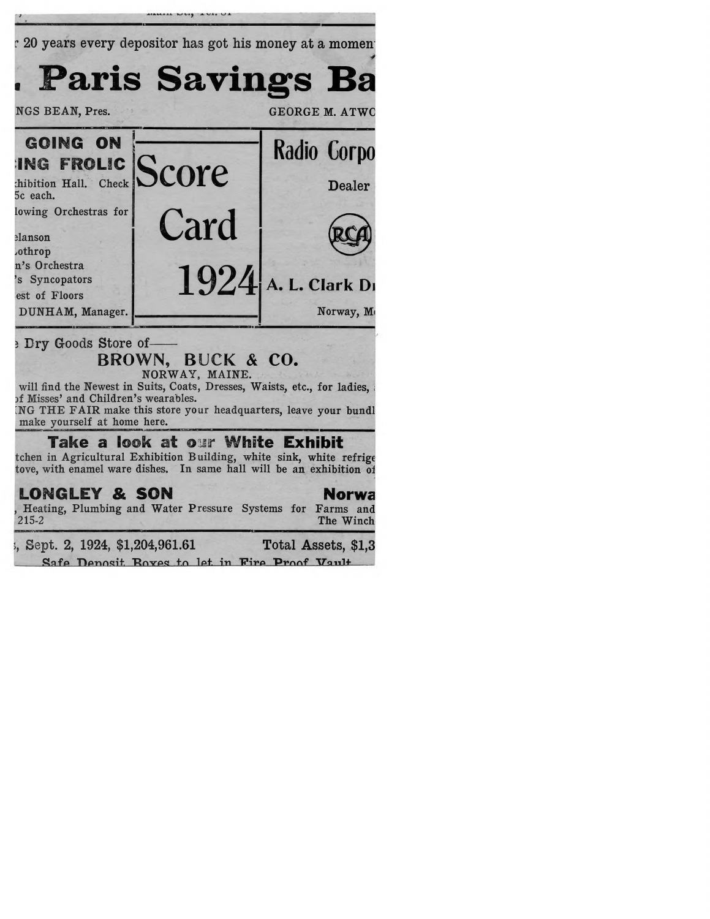r 20 years every depositor has got his money at a momen

# . Paris Savings Ba

NGS BEAN, Pres. GEORGE M. ATWC

**GOING ON**
**:ING FROLIC**

:hibition Hall. Check
5c each.

lowing Orchestras for

elanson
.othrop
n's Orchestra
's Syncopators
est of Floors

DUNHAM, Manager.

# Score Card 1924

## Radio Corpo

Dealer

RCA

**A. L. Clark D**

Norway, M

e Dry Goods Store of——

**BROWN, BUCK & CO.**
NORWAY, MAINE.

will find the Newest in Suits, Coats, Dresses, Waists, etc., for ladies,
of Misses' and Children's wearables.
ING THE FAIR make this store your headquarters, leave your bundl
make yourself at home here.

## Take a look at our White Exhibit

tchen in Agricultural Exhibition Building, white sink, white refrige
tove, with enamel ware dishes. In same hall will be an exhibition of

**LONGLEY & SON** **Norwa**

, Heating, Plumbing and Water Pressure Systems for Farms and
215-2 The Winch

s, Sept. 2, 1924, $1,204,961.61 Total Assets, $1,3

Safe Deposit Boxes to let in Fire Proof Vault